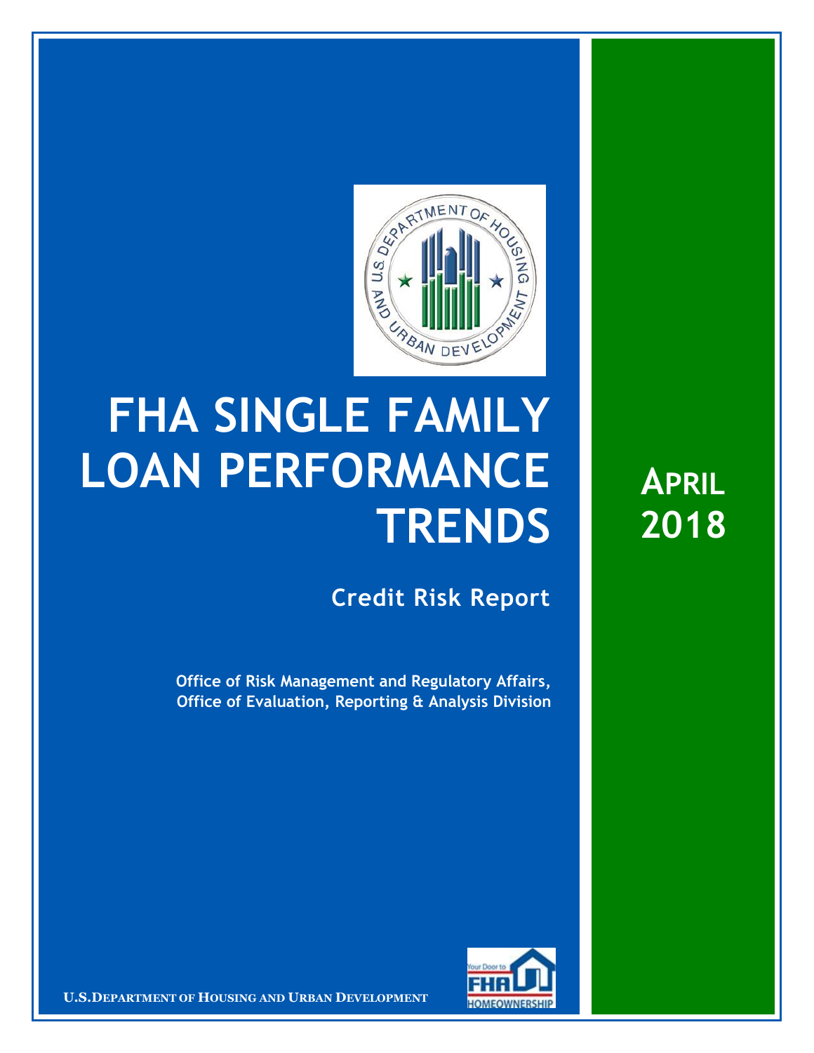# FHA SINGLE FAMILY LOAN PERFORMANCE TRENDS

## APRIL 2018

### Credit Risk Report

**Office of Risk Management and Regulatory Affairs, Office of Evaluation, Reporting & Analysis Division**

**U.S. DEPARTMENT OF HOUSING AND URBAN DEVELOPMENT**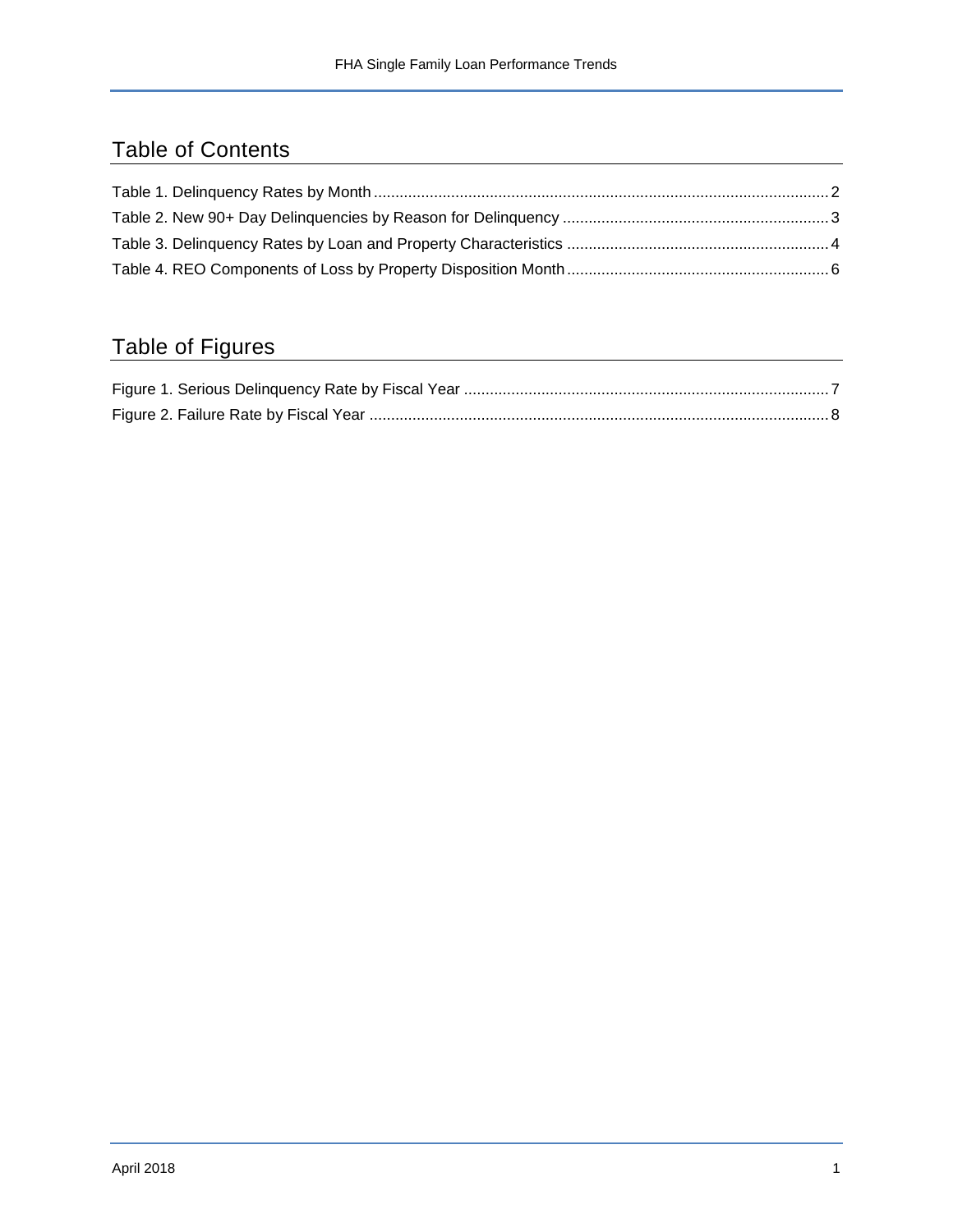## Table of Contents

Table 1. Delinquency Rates by Month ........................................................................................................ 2
Table 2. New 90+ Day Delinquencies by Reason for Delinquency ............................................................ 3
Table 3. Delinquency Rates by Loan and Property Characteristics ............................................................ 4
Table 4. REO Components of Loss by Property Disposition Month ............................................................ 6

## Table of Figures

Figure 1. Serious Delinquency Rate by Fiscal Year .................................................................................... 7
Figure 2. Failure Rate by Fiscal Year ......................................................................................................... 8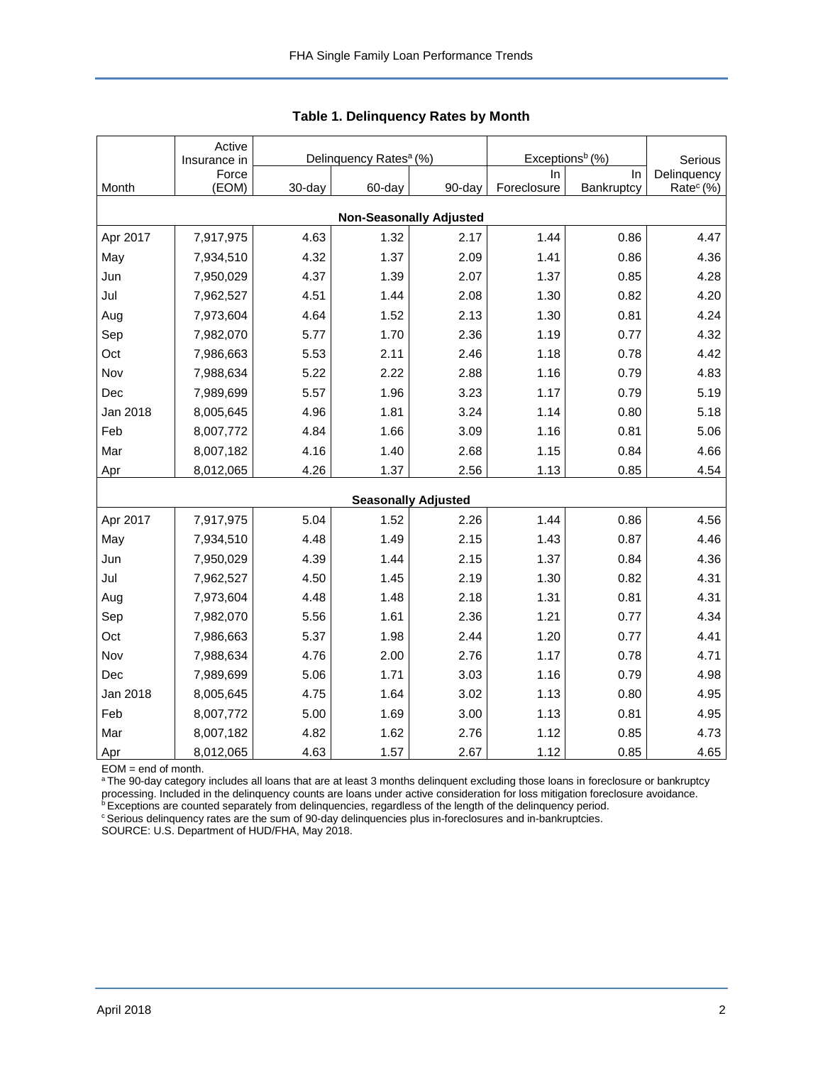## Table 1. Delinquency Rates by Month

| Month | Active Insurance in Force (EOM) | Delinquency Rates[a] (%) | | | Exceptions[b] (%) | | Serious Delinquency Rate[c] (%) |
|---|---|---|---|---|---|---|---|
| | | 30-day | 60-day | 90-day | In Foreclosure | In Bankruptcy | |
| **Non-Seasonally Adjusted** | | | | | | | |
| Apr 2017 | 7,917,975 | 4.63 | 1.32 | 2.17 | 1.44 | 0.86 | 4.47 |
| May | 7,934,510 | 4.32 | 1.37 | 2.09 | 1.41 | 0.86 | 4.36 |
| Jun | 7,950,029 | 4.37 | 1.39 | 2.07 | 1.37 | 0.85 | 4.28 |
| Jul | 7,962,527 | 4.51 | 1.44 | 2.08 | 1.30 | 0.82 | 4.20 |
| Aug | 7,973,604 | 4.64 | 1.52 | 2.13 | 1.30 | 0.81 | 4.24 |
| Sep | 7,982,070 | 5.77 | 1.70 | 2.36 | 1.19 | 0.77 | 4.32 |
| Oct | 7,986,663 | 5.53 | 2.11 | 2.46 | 1.18 | 0.78 | 4.42 |
| Nov | 7,988,634 | 5.22 | 2.22 | 2.88 | 1.16 | 0.79 | 4.83 |
| Dec | 7,989,699 | 5.57 | 1.96 | 3.23 | 1.17 | 0.79 | 5.19 |
| Jan 2018 | 8,005,645 | 4.96 | 1.81 | 3.24 | 1.14 | 0.80 | 5.18 |
| Feb | 8,007,772 | 4.84 | 1.66 | 3.09 | 1.16 | 0.81 | 5.06 |
| Mar | 8,007,182 | 4.16 | 1.40 | 2.68 | 1.15 | 0.84 | 4.66 |
| Apr | 8,012,065 | 4.26 | 1.37 | 2.56 | 1.13 | 0.85 | 4.54 |
| **Seasonally Adjusted** | | | | | | | |
| Apr 2017 | 7,917,975 | 5.04 | 1.52 | 2.26 | 1.44 | 0.86 | 4.56 |
| May | 7,934,510 | 4.48 | 1.49 | 2.15 | 1.43 | 0.87 | 4.46 |
| Jun | 7,950,029 | 4.39 | 1.44 | 2.15 | 1.37 | 0.84 | 4.36 |
| Jul | 7,962,527 | 4.50 | 1.45 | 2.19 | 1.30 | 0.82 | 4.31 |
| Aug | 7,973,604 | 4.48 | 1.48 | 2.18 | 1.31 | 0.81 | 4.31 |
| Sep | 7,982,070 | 5.56 | 1.61 | 2.36 | 1.21 | 0.77 | 4.34 |
| Oct | 7,986,663 | 5.37 | 1.98 | 2.44 | 1.20 | 0.77 | 4.41 |
| Nov | 7,988,634 | 4.76 | 2.00 | 2.76 | 1.17 | 0.78 | 4.71 |
| Dec | 7,989,699 | 5.06 | 1.71 | 3.03 | 1.16 | 0.79 | 4.98 |
| Jan 2018 | 8,005,645 | 4.75 | 1.64 | 3.02 | 1.13 | 0.80 | 4.95 |
| Feb | 8,007,772 | 5.00 | 1.69 | 3.00 | 1.13 | 0.81 | 4.95 |
| Mar | 8,007,182 | 4.82 | 1.62 | 2.76 | 1.12 | 0.85 | 4.73 |
| Apr | 8,012,065 | 4.63 | 1.57 | 2.67 | 1.12 | 0.85 | 4.65 |

EOM = end of month.

[a] The 90-day category includes all loans that are at least 3 months delinquent excluding those loans in foreclosure or bankruptcy processing. Included in the delinquency counts are loans under active consideration for loss mitigation foreclosure avoidance.

[b] Exceptions are counted separately from delinquencies, regardless of the length of the delinquency period.

[c] Serious delinquency rates are the sum of 90-day delinquencies plus in-foreclosures and in-bankruptcies.

SOURCE: U.S. Department of HUD/FHA, May 2018.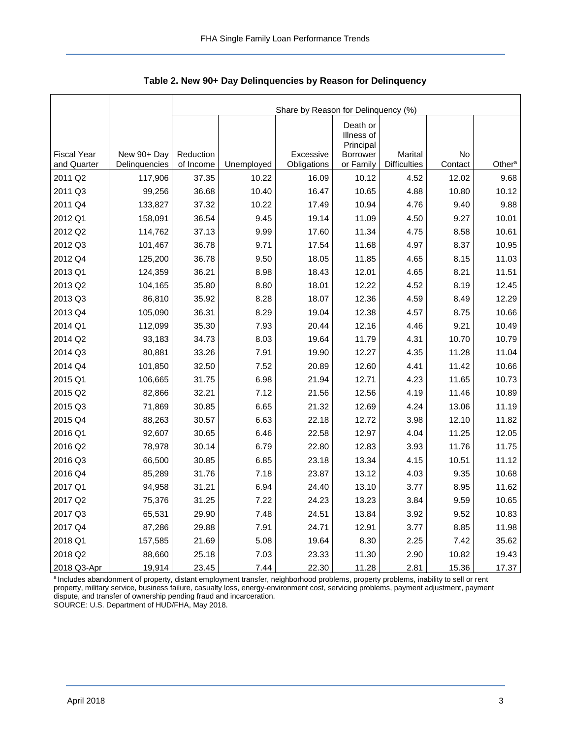**Table 2. New 90+ Day Delinquencies by Reason for Delinquency**

| | | Share by Reason for Delinquency (%) | | | | | | |
|---|---|---|---|---|---|---|---|---|
| Fiscal Year and Quarter | New 90+ Day Delinquencies | Reduction of Income | Unemployed | Excessive Obligations | Death or Illness of Principal Borrower or Family | Marital Difficulties | No Contact | Other[a] |
| 2011 Q2 | 117,906 | 37.35 | 10.22 | 16.09 | 10.12 | 4.52 | 12.02 | 9.68 |
| 2011 Q3 | 99,256 | 36.68 | 10.40 | 16.47 | 10.65 | 4.88 | 10.80 | 10.12 |
| 2011 Q4 | 133,827 | 37.32 | 10.22 | 17.49 | 10.94 | 4.76 | 9.40 | 9.88 |
| 2012 Q1 | 158,091 | 36.54 | 9.45 | 19.14 | 11.09 | 4.50 | 9.27 | 10.01 |
| 2012 Q2 | 114,762 | 37.13 | 9.99 | 17.60 | 11.34 | 4.75 | 8.58 | 10.61 |
| 2012 Q3 | 101,467 | 36.78 | 9.71 | 17.54 | 11.68 | 4.97 | 8.37 | 10.95 |
| 2012 Q4 | 125,200 | 36.78 | 9.50 | 18.05 | 11.85 | 4.65 | 8.15 | 11.03 |
| 2013 Q1 | 124,359 | 36.21 | 8.98 | 18.43 | 12.01 | 4.65 | 8.21 | 11.51 |
| 2013 Q2 | 104,165 | 35.80 | 8.80 | 18.01 | 12.22 | 4.52 | 8.19 | 12.45 |
| 2013 Q3 | 86,810 | 35.92 | 8.28 | 18.07 | 12.36 | 4.59 | 8.49 | 12.29 |
| 2013 Q4 | 105,090 | 36.31 | 8.29 | 19.04 | 12.38 | 4.57 | 8.75 | 10.66 |
| 2014 Q1 | 112,099 | 35.30 | 7.93 | 20.44 | 12.16 | 4.46 | 9.21 | 10.49 |
| 2014 Q2 | 93,183 | 34.73 | 8.03 | 19.64 | 11.79 | 4.31 | 10.70 | 10.79 |
| 2014 Q3 | 80,881 | 33.26 | 7.91 | 19.90 | 12.27 | 4.35 | 11.28 | 11.04 |
| 2014 Q4 | 101,850 | 32.50 | 7.52 | 20.89 | 12.60 | 4.41 | 11.42 | 10.66 |
| 2015 Q1 | 106,665 | 31.75 | 6.98 | 21.94 | 12.71 | 4.23 | 11.65 | 10.73 |
| 2015 Q2 | 82,866 | 32.21 | 7.12 | 21.56 | 12.56 | 4.19 | 11.46 | 10.89 |
| 2015 Q3 | 71,869 | 30.85 | 6.65 | 21.32 | 12.69 | 4.24 | 13.06 | 11.19 |
| 2015 Q4 | 88,263 | 30.57 | 6.63 | 22.18 | 12.72 | 3.98 | 12.10 | 11.82 |
| 2016 Q1 | 92,607 | 30.65 | 6.46 | 22.58 | 12.97 | 4.04 | 11.25 | 12.05 |
| 2016 Q2 | 78,978 | 30.14 | 6.79 | 22.80 | 12.83 | 3.93 | 11.76 | 11.75 |
| 2016 Q3 | 66,500 | 30.85 | 6.85 | 23.18 | 13.34 | 4.15 | 10.51 | 11.12 |
| 2016 Q4 | 85,289 | 31.76 | 7.18 | 23.87 | 13.12 | 4.03 | 9.35 | 10.68 |
| 2017 Q1 | 94,958 | 31.21 | 6.94 | 24.40 | 13.10 | 3.77 | 8.95 | 11.62 |
| 2017 Q2 | 75,376 | 31.25 | 7.22 | 24.23 | 13.23 | 3.84 | 9.59 | 10.65 |
| 2017 Q3 | 65,531 | 29.90 | 7.48 | 24.51 | 13.84 | 3.92 | 9.52 | 10.83 |
| 2017 Q4 | 87,286 | 29.88 | 7.91 | 24.71 | 12.91 | 3.77 | 8.85 | 11.98 |
| 2018 Q1 | 157,585 | 21.69 | 5.08 | 19.64 | 8.30 | 2.25 | 7.42 | 35.62 |
| 2018 Q2 | 88,660 | 25.18 | 7.03 | 23.33 | 11.30 | 2.90 | 10.82 | 19.43 |
| 2018 Q3-Apr | 19,914 | 23.45 | 7.44 | 22.30 | 11.28 | 2.81 | 15.36 | 17.37 |

[a] Includes abandonment of property, distant employment transfer, neighborhood problems, property problems, inability to sell or rent property, military service, business failure, casualty loss, energy-environment cost, servicing problems, payment adjustment, payment dispute, and transfer of ownership pending fraud and incarceration.

SOURCE: U.S. Department of HUD/FHA, May 2018.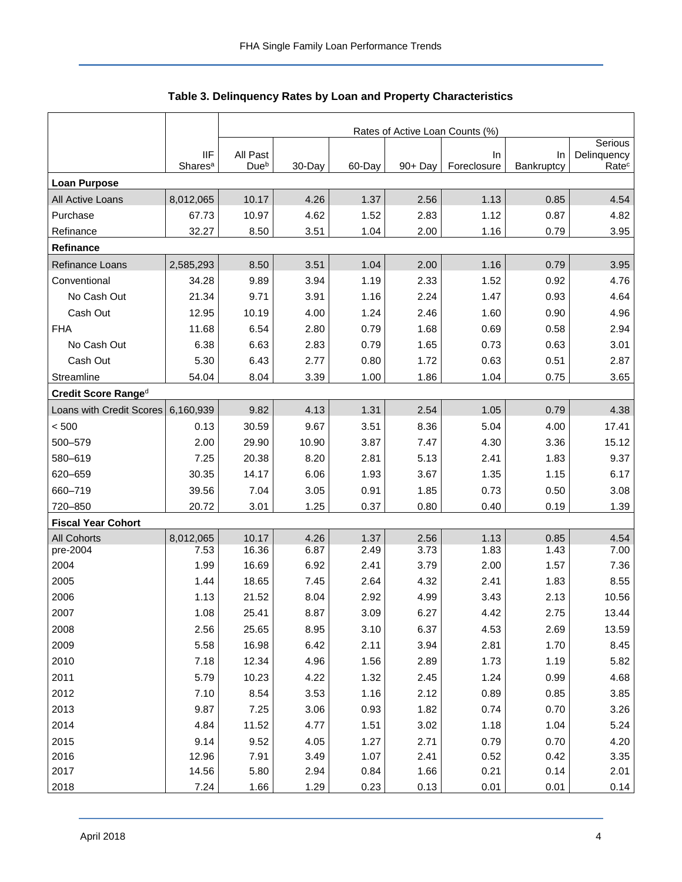# Table 3. Delinquency Rates by Loan and Property Characteristics

| | IIF Shares[a] | Rates of Active Loan Counts (%) All Past Due[b] | 30-Day | 60-Day | 90+ Day | In Foreclosure | In Bankruptcy | Serious Delinquency Rate[c] |
|---|---|---|---|---|---|---|---|---|
| **Loan Purpose** | | | | | | | | |
| All Active Loans | 8,012,065 | 10.17 | 4.26 | 1.37 | 2.56 | 1.13 | 0.85 | 4.54 |
| Purchase | 67.73 | 10.97 | 4.62 | 1.52 | 2.83 | 1.12 | 0.87 | 4.82 |
| Refinance | 32.27 | 8.50 | 3.51 | 1.04 | 2.00 | 1.16 | 0.79 | 3.95 |
| **Refinance** | | | | | | | | |
| Refinance Loans | 2,585,293 | 8.50 | 3.51 | 1.04 | 2.00 | 1.16 | 0.79 | 3.95 |
| Conventional | 34.28 | 9.89 | 3.94 | 1.19 | 2.33 | 1.52 | 0.92 | 4.76 |
| No Cash Out | 21.34 | 9.71 | 3.91 | 1.16 | 2.24 | 1.47 | 0.93 | 4.64 |
| Cash Out | 12.95 | 10.19 | 4.00 | 1.24 | 2.46 | 1.60 | 0.90 | 4.96 |
| FHA | 11.68 | 6.54 | 2.80 | 0.79 | 1.68 | 0.69 | 0.58 | 2.94 |
| No Cash Out | 6.38 | 6.63 | 2.83 | 0.79 | 1.65 | 0.73 | 0.63 | 3.01 |
| Cash Out | 5.30 | 6.43 | 2.77 | 0.80 | 1.72 | 0.63 | 0.51 | 2.87 |
| Streamline | 54.04 | 8.04 | 3.39 | 1.00 | 1.86 | 1.04 | 0.75 | 3.65 |
| **Credit Score Range[d]** | | | | | | | | |
| Loans with Credit Scores | 6,160,939 | 9.82 | 4.13 | 1.31 | 2.54 | 1.05 | 0.79 | 4.38 |
| < 500 | 0.13 | 30.59 | 9.67 | 3.51 | 8.36 | 5.04 | 4.00 | 17.41 |
| 500–579 | 2.00 | 29.90 | 10.90 | 3.87 | 7.47 | 4.30 | 3.36 | 15.12 |
| 580–619 | 7.25 | 20.38 | 8.20 | 2.81 | 5.13 | 2.41 | 1.83 | 9.37 |
| 620–659 | 30.35 | 14.17 | 6.06 | 1.93 | 3.67 | 1.35 | 1.15 | 6.17 |
| 660–719 | 39.56 | 7.04 | 3.05 | 0.91 | 1.85 | 0.73 | 0.50 | 3.08 |
| 720–850 | 20.72 | 3.01 | 1.25 | 0.37 | 0.80 | 0.40 | 0.19 | 1.39 |
| **Fiscal Year Cohort** | | | | | | | | |
| All Cohorts | 8,012,065 | 10.17 | 4.26 | 1.37 | 2.56 | 1.13 | 0.85 | 4.54 |
| pre-2004 | 7.53 | 16.36 | 6.87 | 2.49 | 3.73 | 1.83 | 1.43 | 7.00 |
| 2004 | 1.99 | 16.69 | 6.92 | 2.41 | 3.79 | 2.00 | 1.57 | 7.36 |
| 2005 | 1.44 | 18.65 | 7.45 | 2.64 | 4.32 | 2.41 | 1.83 | 8.55 |
| 2006 | 1.13 | 21.52 | 8.04 | 2.92 | 4.99 | 3.43 | 2.13 | 10.56 |
| 2007 | 1.08 | 25.41 | 8.87 | 3.09 | 6.27 | 4.42 | 2.75 | 13.44 |
| 2008 | 2.56 | 25.65 | 8.95 | 3.10 | 6.37 | 4.53 | 2.69 | 13.59 |
| 2009 | 5.58 | 16.98 | 6.42 | 2.11 | 3.94 | 2.81 | 1.70 | 8.45 |
| 2010 | 7.18 | 12.34 | 4.96 | 1.56 | 2.89 | 1.73 | 1.19 | 5.82 |
| 2011 | 5.79 | 10.23 | 4.22 | 1.32 | 2.45 | 1.24 | 0.99 | 4.68 |
| 2012 | 7.10 | 8.54 | 3.53 | 1.16 | 2.12 | 0.89 | 0.85 | 3.85 |
| 2013 | 9.87 | 7.25 | 3.06 | 0.93 | 1.82 | 0.74 | 0.70 | 3.26 |
| 2014 | 4.84 | 11.52 | 4.77 | 1.51 | 3.02 | 1.18 | 1.04 | 5.24 |
| 2015 | 9.14 | 9.52 | 4.05 | 1.27 | 2.71 | 0.79 | 0.70 | 4.20 |
| 2016 | 12.96 | 7.91 | 3.49 | 1.07 | 2.41 | 0.52 | 0.42 | 3.35 |
| 2017 | 14.56 | 5.80 | 2.94 | 0.84 | 1.66 | 0.21 | 0.14 | 2.01 |
| 2018 | 7.24 | 1.66 | 1.29 | 0.23 | 0.13 | 0.01 | 0.01 | 0.14 |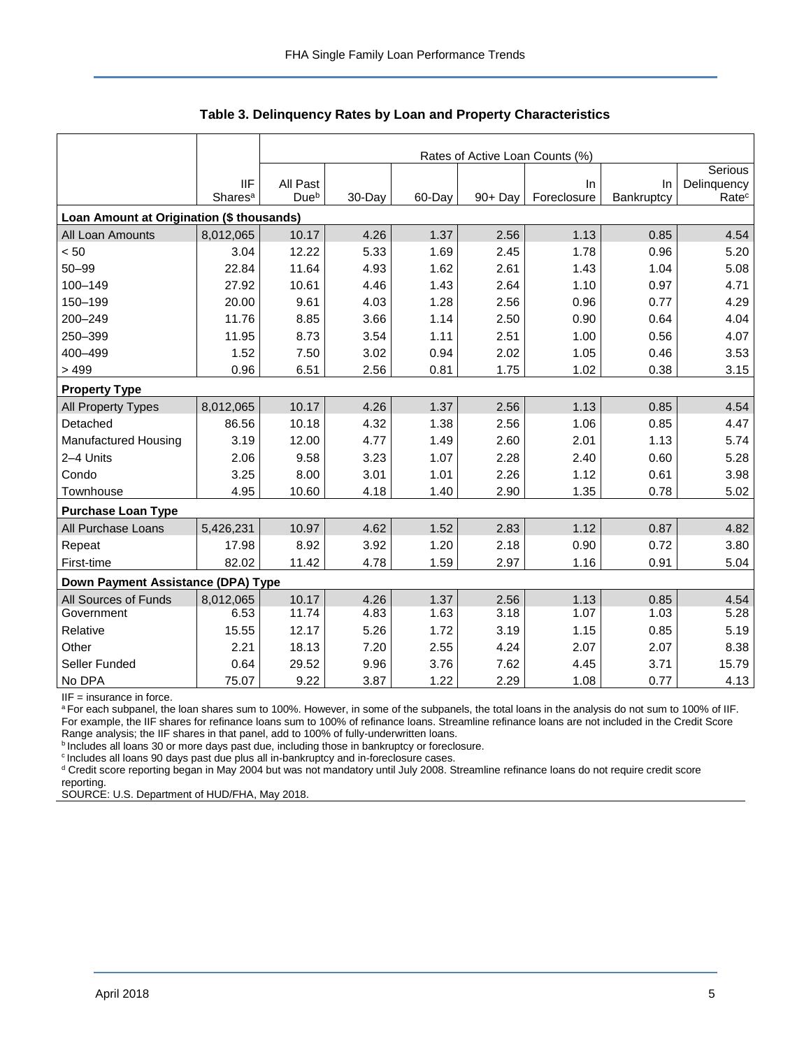**Table 3. Delinquency Rates by Loan and Property Characteristics**

| | | Rates of Active Loan Counts (%) | | | | | | |
|---|---|---|---|---|---|---|---|---|
| | IIF Shares[a] | All Past Due[b] | 30-Day | 60-Day | 90+ Day | In Foreclosure | In Bankruptcy | Serious Delinquency Rate[c] |
| **Loan Amount at Origination ($ thousands)** | | | | | | | | |
| All Loan Amounts | 8,012,065 | 10.17 | 4.26 | 1.37 | 2.56 | 1.13 | 0.85 | 4.54 |
| < 50 | 3.04 | 12.22 | 5.33 | 1.69 | 2.45 | 1.78 | 0.96 | 5.20 |
| 50–99 | 22.84 | 11.64 | 4.93 | 1.62 | 2.61 | 1.43 | 1.04 | 5.08 |
| 100–149 | 27.92 | 10.61 | 4.46 | 1.43 | 2.64 | 1.10 | 0.97 | 4.71 |
| 150–199 | 20.00 | 9.61 | 4.03 | 1.28 | 2.56 | 0.96 | 0.77 | 4.29 |
| 200–249 | 11.76 | 8.85 | 3.66 | 1.14 | 2.50 | 0.90 | 0.64 | 4.04 |
| 250–399 | 11.95 | 8.73 | 3.54 | 1.11 | 2.51 | 1.00 | 0.56 | 4.07 |
| 400–499 | 1.52 | 7.50 | 3.02 | 0.94 | 2.02 | 1.05 | 0.46 | 3.53 |
| > 499 | 0.96 | 6.51 | 2.56 | 0.81 | 1.75 | 1.02 | 0.38 | 3.15 |
| **Property Type** | | | | | | | | |
| All Property Types | 8,012,065 | 10.17 | 4.26 | 1.37 | 2.56 | 1.13 | 0.85 | 4.54 |
| Detached | 86.56 | 10.18 | 4.32 | 1.38 | 2.56 | 1.06 | 0.85 | 4.47 |
| Manufactured Housing | 3.19 | 12.00 | 4.77 | 1.49 | 2.60 | 2.01 | 1.13 | 5.74 |
| 2–4 Units | 2.06 | 9.58 | 3.23 | 1.07 | 2.28 | 2.40 | 0.60 | 5.28 |
| Condo | 3.25 | 8.00 | 3.01 | 1.01 | 2.26 | 1.12 | 0.61 | 3.98 |
| Townhouse | 4.95 | 10.60 | 4.18 | 1.40 | 2.90 | 1.35 | 0.78 | 5.02 |
| **Purchase Loan Type** | | | | | | | | |
| All Purchase Loans | 5,426,231 | 10.97 | 4.62 | 1.52 | 2.83 | 1.12 | 0.87 | 4.82 |
| Repeat | 17.98 | 8.92 | 3.92 | 1.20 | 2.18 | 0.90 | 0.72 | 3.80 |
| First-time | 82.02 | 11.42 | 4.78 | 1.59 | 2.97 | 1.16 | 0.91 | 5.04 |
| **Down Payment Assistance (DPA) Type** | | | | | | | | |
| All Sources of Funds | 8,012,065 | 10.17 | 4.26 | 1.37 | 2.56 | 1.13 | 0.85 | 4.54 |
| Government | 6.53 | 11.74 | 4.83 | 1.63 | 3.18 | 1.07 | 1.03 | 5.28 |
| Relative | 15.55 | 12.17 | 5.26 | 1.72 | 3.19 | 1.15 | 0.85 | 5.19 |
| Other | 2.21 | 18.13 | 7.20 | 2.55 | 4.24 | 2.07 | 2.07 | 8.38 |
| Seller Funded | 0.64 | 29.52 | 9.96 | 3.76 | 7.62 | 4.45 | 3.71 | 15.79 |
| No DPA | 75.07 | 9.22 | 3.87 | 1.22 | 2.29 | 1.08 | 0.77 | 4.13 |

IIF = insurance in force.

[a] For each subpanel, the loan shares sum to 100%. However, in some of the subpanels, the total loans in the analysis do not sum to 100% of IIF. For example, the IIF shares for refinance loans sum to 100% of refinance loans. Streamline refinance loans are not included in the Credit Score Range analysis; the IIF shares in that panel, add to 100% of fully-underwritten loans.

[b] Includes all loans 30 or more days past due, including those in bankruptcy or foreclosure.

[c] Includes all loans 90 days past due plus all in-bankruptcy and in-foreclosure cases.

[d] Credit score reporting began in May 2004 but was not mandatory until July 2008. Streamline refinance loans do not require credit score reporting.

SOURCE: U.S. Department of HUD/FHA, May 2018.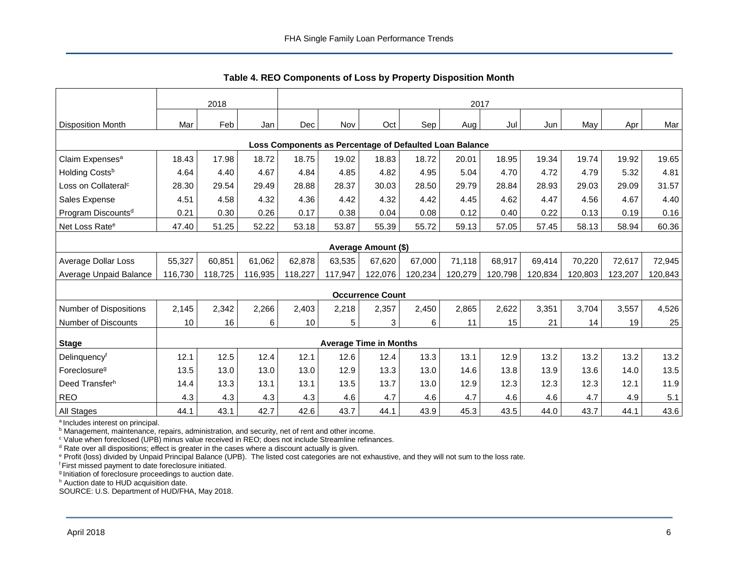## Table 4. REO Components of Loss by Property Disposition Month

| | 2018 | | | 2017 | | | | | | | | | |
|---|---|---|---|---|---|---|---|---|---|---|---|---|---|
| Disposition Month | Mar | Feb | Jan | Dec | Nov | Oct | Sep | Aug | Jul | Jun | May | Apr | Mar |
| **Loss Components as Percentage of Defaulted Loan Balance** | | | | | | | | | | | | | |
| Claim Expenses[a] | 18.43 | 17.98 | 18.72 | 18.75 | 19.02 | 18.83 | 18.72 | 20.01 | 18.95 | 19.34 | 19.74 | 19.92 | 19.65 |
| Holding Costs[b] | 4.64 | 4.40 | 4.67 | 4.84 | 4.85 | 4.82 | 4.95 | 5.04 | 4.70 | 4.72 | 4.79 | 5.32 | 4.81 |
| Loss on Collateral[c] | 28.30 | 29.54 | 29.49 | 28.88 | 28.37 | 30.03 | 28.50 | 29.79 | 28.84 | 28.93 | 29.03 | 29.09 | 31.57 |
| Sales Expense | 4.51 | 4.58 | 4.32 | 4.36 | 4.42 | 4.32 | 4.42 | 4.45 | 4.62 | 4.47 | 4.56 | 4.67 | 4.40 |
| Program Discounts[d] | 0.21 | 0.30 | 0.26 | 0.17 | 0.38 | 0.04 | 0.08 | 0.12 | 0.40 | 0.22 | 0.13 | 0.19 | 0.16 |
| Net Loss Rate[e] | 47.40 | 51.25 | 52.22 | 53.18 | 53.87 | 55.39 | 55.72 | 59.13 | 57.05 | 57.45 | 58.13 | 58.94 | 60.36 |
| **Average Amount ($)** | | | | | | | | | | | | | |
| Average Dollar Loss | 55,327 | 60,851 | 61,062 | 62,878 | 63,535 | 67,620 | 67,000 | 71,118 | 68,917 | 69,414 | 70,220 | 72,617 | 72,945 |
| Average Unpaid Balance | 116,730 | 118,725 | 116,935 | 118,227 | 117,947 | 122,076 | 120,234 | 120,279 | 120,798 | 120,834 | 120,803 | 123,207 | 120,843 |
| **Occurrence Count** | | | | | | | | | | | | | |
| Number of Dispositions | 2,145 | 2,342 | 2,266 | 2,403 | 2,218 | 2,357 | 2,450 | 2,865 | 2,622 | 3,351 | 3,704 | 3,557 | 4,526 |
| Number of Discounts | 10 | 16 | 6 | 10 | 5 | 3 | 6 | 11 | 15 | 21 | 14 | 19 | 25 |
| **Stage** | **Average Time in Months** | | | | | | | | | | | | |
| Delinquency[f] | 12.1 | 12.5 | 12.4 | 12.1 | 12.6 | 12.4 | 13.3 | 13.1 | 12.9 | 13.2 | 13.2 | 13.2 | 13.2 |
| Foreclosure[g] | 13.5 | 13.0 | 13.0 | 13.0 | 12.9 | 13.3 | 13.0 | 14.6 | 13.8 | 13.9 | 13.6 | 14.0 | 13.5 |
| Deed Transfer[h] | 14.4 | 13.3 | 13.1 | 13.1 | 13.5 | 13.7 | 13.0 | 12.9 | 12.3 | 12.3 | 12.3 | 12.1 | 11.9 |
| REO | 4.3 | 4.3 | 4.3 | 4.3 | 4.6 | 4.7 | 4.6 | 4.7 | 4.6 | 4.6 | 4.7 | 4.9 | 5.1 |
| All Stages | 44.1 | 43.1 | 42.7 | 42.6 | 43.7 | 44.1 | 43.9 | 45.3 | 43.5 | 44.0 | 43.7 | 44.1 | 43.6 |

[a] Includes interest on principal.
[b] Management, maintenance, repairs, administration, and security, net of rent and other income.
[c] Value when foreclosed (UPB) minus value received in REO; does not include Streamline refinances.
[d] Rate over all dispositions; effect is greater in the cases where a discount actually is given.
[e] Profit (loss) divided by Unpaid Principal Balance (UPB). The listed cost categories are not exhaustive, and they will not sum to the loss rate.
[f] First missed payment to date foreclosure initiated.
[g] Initiation of foreclosure proceedings to auction date.
[h] Auction date to HUD acquisition date.
SOURCE: U.S. Department of HUD/FHA, May 2018.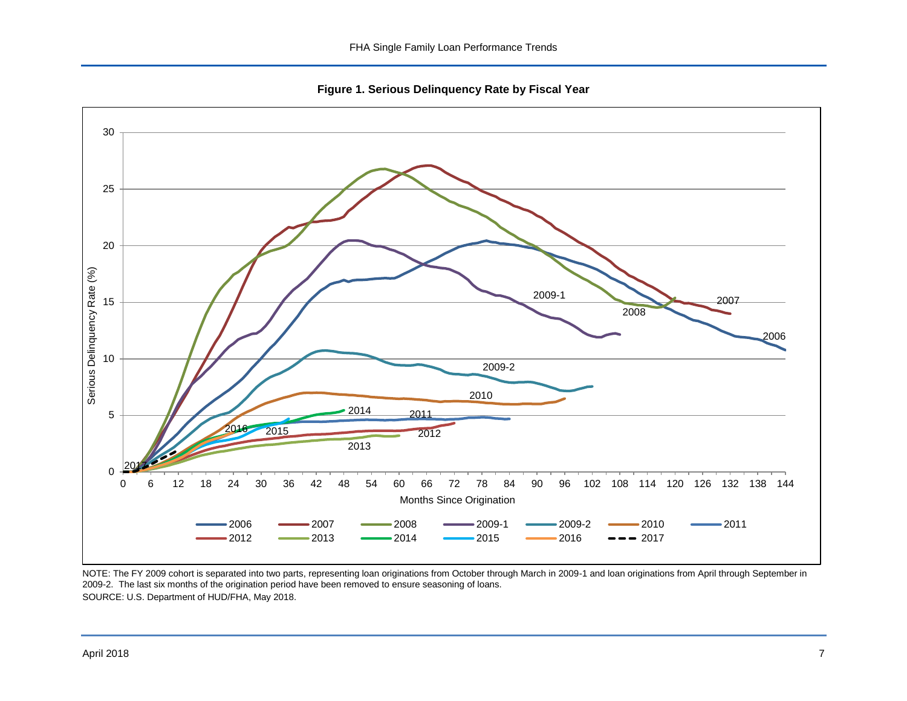**Figure 1. Serious Delinquency Rate by Fiscal Year**

NOTE: The FY 2009 cohort is separated into two parts, representing loan originations from October through March in 2009-1 and loan originations from April through September in 2009-2. The last six months of the origination period have been removed to ensure seasoning of loans.

SOURCE: U.S. Department of HUD/FHA, May 2018.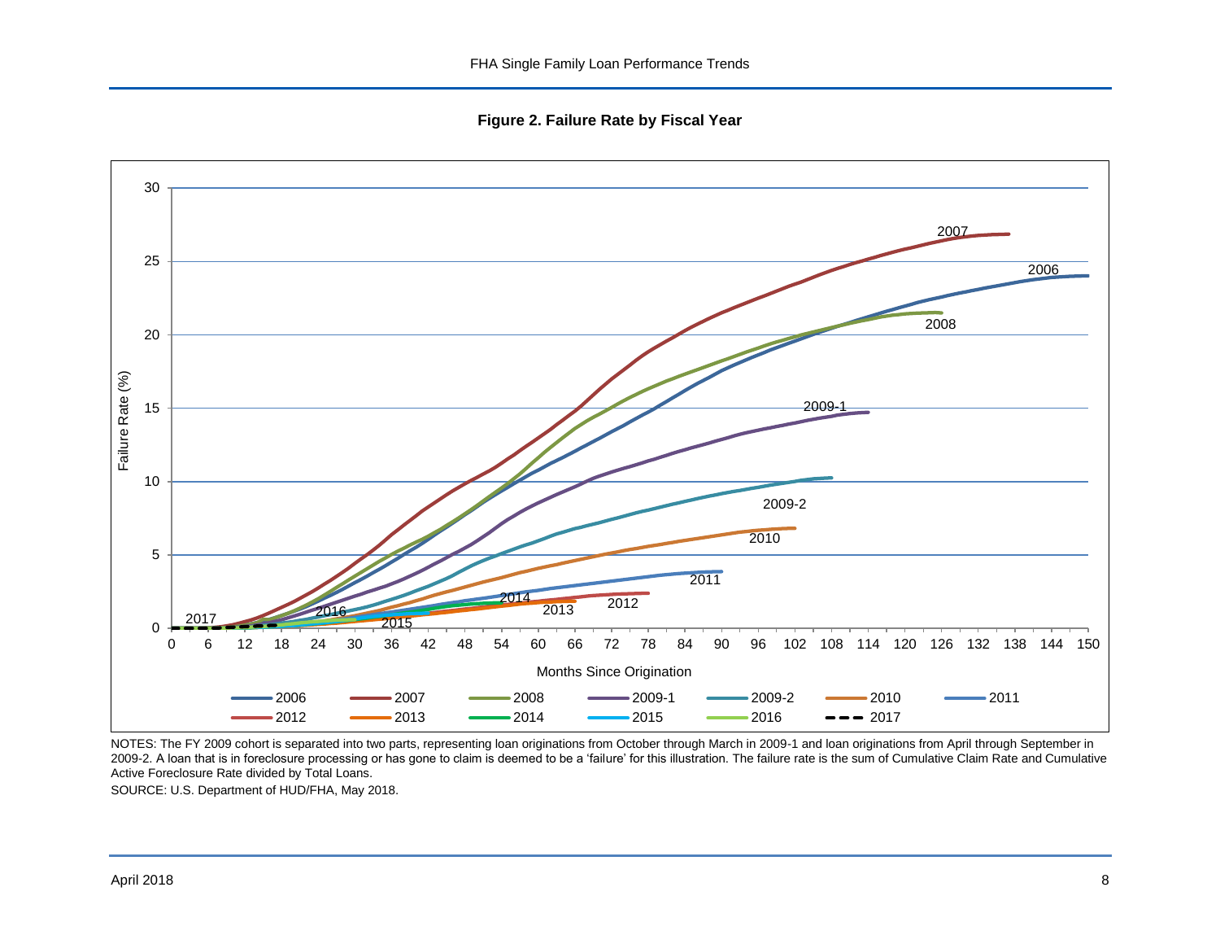**Figure 2. Failure Rate by Fiscal Year**

Failure Rate (%)

30
25
20
15
10
5
0

0 6 12 18 24 30 36 42 48 54 60 66 72 78 84 90 96 102 108 114 120 126 132 138 144 150

Months Since Origination

2007
2006
2008
2009-1
2009-2
2010
2011
2012
2013
2014
2015
2016
2017

Legend: 2006, 2007, 2008, 2009-1, 2009-2, 2010, 2011, 2012, 2013, 2014, 2015, 2016, 2017

NOTES: The FY 2009 cohort is separated into two parts, representing loan originations from October through March in 2009-1 and loan originations from April through September in 2009-2. A loan that is in foreclosure processing or has gone to claim is deemed to be a 'failure' for this illustration. The failure rate is the sum of Cumulative Claim Rate and Cumulative Active Foreclosure Rate divided by Total Loans.

SOURCE: U.S. Department of HUD/FHA, May 2018.